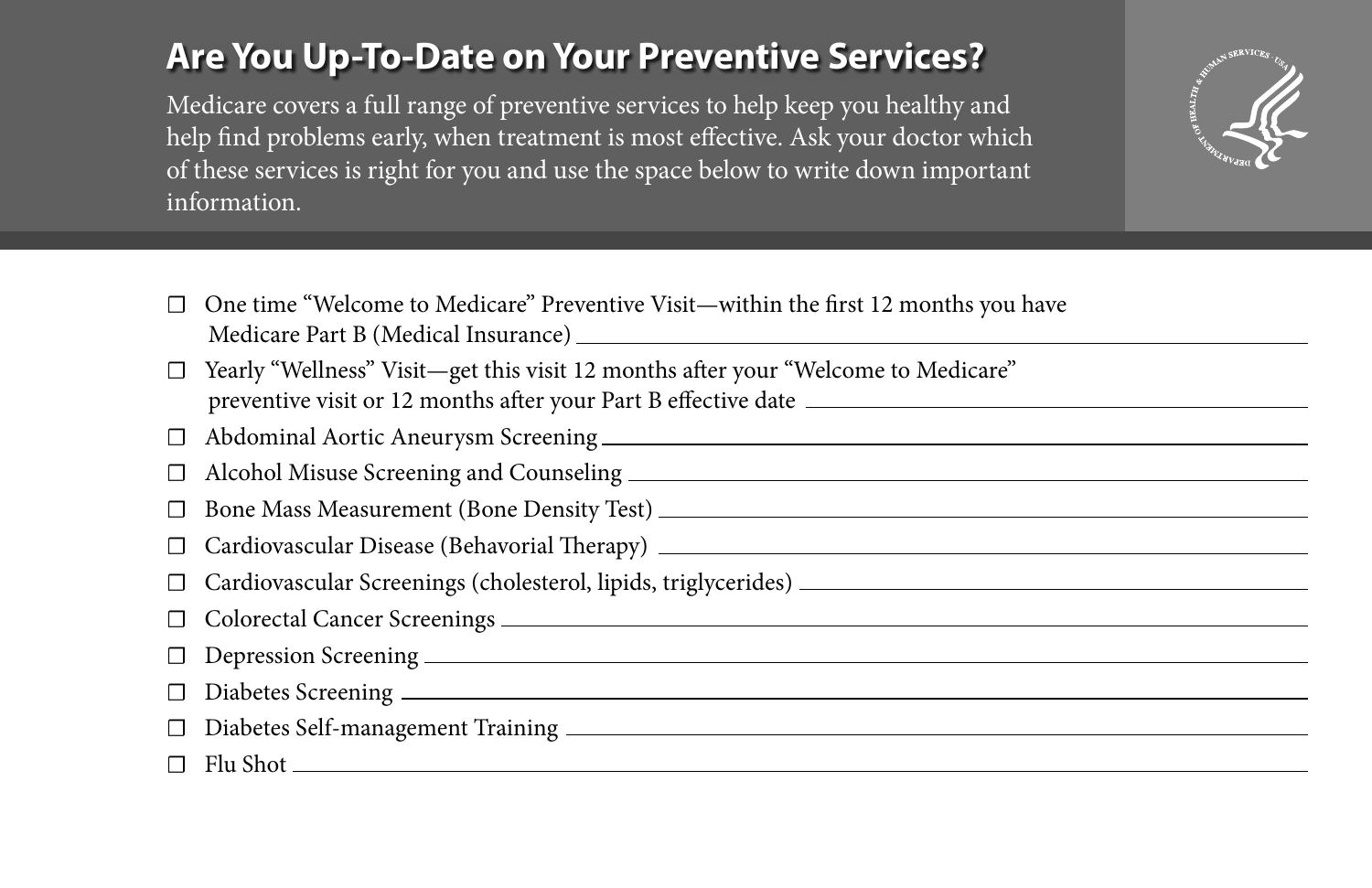# Are You Up-To-Date on Your Preventive Services?

Medicare covers a full range of preventive services to help keep you healthy and help find problems early, when treatment is most effective. Ask your doctor which of these services is right for you and use the space below to write down important information.

- ☐ One time "Welcome to Medicare" Preventive Visit—within the first 12 months you have Medicare Part B (Medical Insurance) \_\_\_\_\_\_\_\_\_\_\_\_\_\_\_\_\_\_\_\_
- ☐ Yearly "Wellness" Visit—get this visit 12 months after your "Welcome to Medicare" preventive visit or 12 months after your Part B effective date \_\_\_\_\_\_\_\_\_\_\_\_\_\_\_\_\_\_\_\_
- ☐ Abdominal Aortic Aneurysm Screening \_\_\_\_\_\_\_\_\_\_\_\_\_\_\_\_\_\_\_\_
- ☐ Alcohol Misuse Screening and Counseling \_\_\_\_\_\_\_\_\_\_\_\_\_\_\_\_\_\_\_\_
- ☐ Bone Mass Measurement (Bone Density Test) \_\_\_\_\_\_\_\_\_\_\_\_\_\_\_\_\_\_\_\_
- ☐ Cardiovascular Disease (Behavorial Therapy) \_\_\_\_\_\_\_\_\_\_\_\_\_\_\_\_\_\_\_\_
- ☐ Cardiovascular Screenings (cholesterol, lipids, triglycerides) \_\_\_\_\_\_\_\_\_\_\_\_\_\_\_\_\_\_\_\_
- ☐ Colorectal Cancer Screenings \_\_\_\_\_\_\_\_\_\_\_\_\_\_\_\_\_\_\_\_
- ☐ Depression Screening \_\_\_\_\_\_\_\_\_\_\_\_\_\_\_\_\_\_\_\_
- ☐ Diabetes Screening \_\_\_\_\_\_\_\_\_\_\_\_\_\_\_\_\_\_\_\_
- ☐ Diabetes Self-management Training \_\_\_\_\_\_\_\_\_\_\_\_\_\_\_\_\_\_\_\_
- ☐ Flu Shot \_\_\_\_\_\_\_\_\_\_\_\_\_\_\_\_\_\_\_\_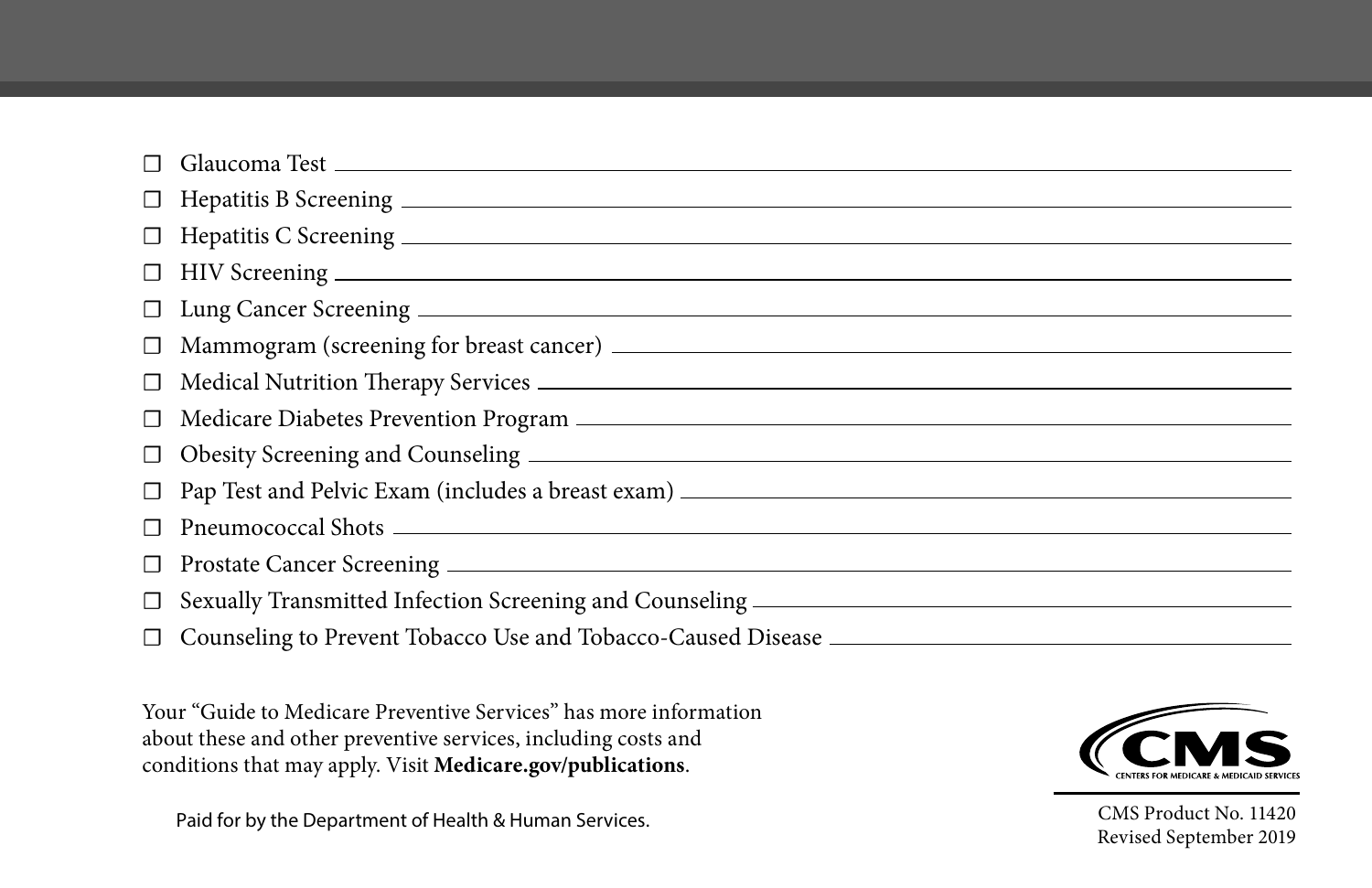- ☐ Glaucoma Test ______
- ☐ Hepatitis B Screening ______
- ☐ Hepatitis C Screening ______
- ☐ HIV Screening ______
- ☐ Lung Cancer Screening ______
- ☐ Mammogram (screening for breast cancer) ______
- ☐ Medical Nutrition Therapy Services ______
- ☐ Medicare Diabetes Prevention Program ______
- ☐ Obesity Screening and Counseling ______
- ☐ Pap Test and Pelvic Exam (includes a breast exam) ______
- ☐ Pneumococcal Shots ______
- ☐ Prostate Cancer Screening ______
- ☐ Sexually Transmitted Infection Screening and Counseling ______
- ☐ Counseling to Prevent Tobacco Use and Tobacco-Caused Disease ______

Your "Guide to Medicare Preventive Services" has more information about these and other preventive services, including costs and conditions that may apply. Visit **Medicare.gov/publications**.

CMS
CENTERS FOR MEDICARE & MEDICAID SERVICES

Paid for by the Department of Health & Human Services.

CMS Product No. 11420
Revised September 2019